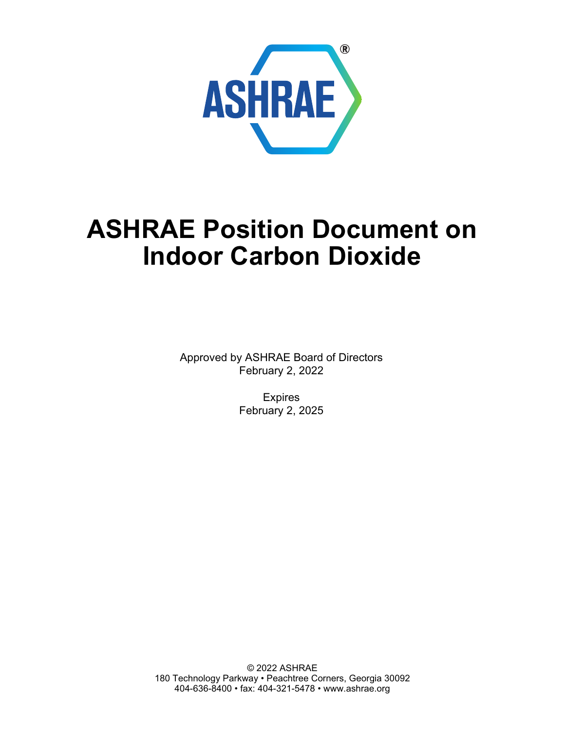ASHRAE®

# ASHRAE Position Document on Indoor Carbon Dioxide

Approved by ASHRAE Board of Directors
February 2, 2022

Expires
February 2, 2025

© 2022 ASHRAE
180 Technology Parkway • Peachtree Corners, Georgia 30092
404-636-8400 • fax: 404-321-5478 • www.ashrae.org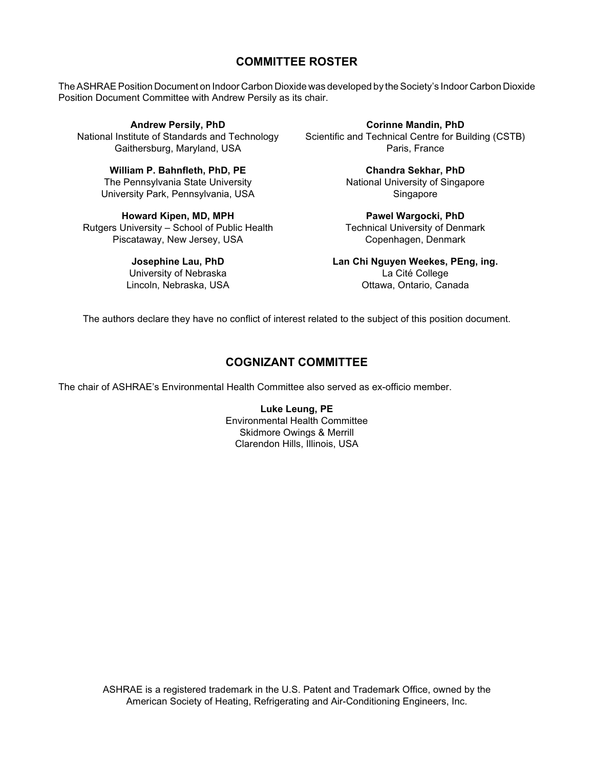## COMMITTEE ROSTER

The ASHRAE Position Document on Indoor Carbon Dioxide was developed by the Society's Indoor Carbon Dioxide Position Document Committee with Andrew Persily as its chair.

**Andrew Persily, PhD**
National Institute of Standards and Technology
Gaithersburg, Maryland, USA

**William P. Bahnfleth, PhD, PE**
The Pennsylvania State University
University Park, Pennsylvania, USA

**Howard Kipen, MD, MPH**
Rutgers University – School of Public Health
Piscataway, New Jersey, USA

**Josephine Lau, PhD**
University of Nebraska
Lincoln, Nebraska, USA

**Corinne Mandin, PhD**
Scientific and Technical Centre for Building (CSTB)
Paris, France

**Chandra Sekhar, PhD**
National University of Singapore
Singapore

**Pawel Wargocki, PhD**
Technical University of Denmark
Copenhagen, Denmark

**Lan Chi Nguyen Weekes, PEng, ing.**
La Cité College
Ottawa, Ontario, Canada

The authors declare they have no conflict of interest related to the subject of this position document.

## COGNIZANT COMMITTEE

The chair of ASHRAE's Environmental Health Committee also served as ex-officio member.

**Luke Leung, PE**
Environmental Health Committee
Skidmore Owings & Merrill
Clarendon Hills, Illinois, USA

ASHRAE is a registered trademark in the U.S. Patent and Trademark Office, owned by the American Society of Heating, Refrigerating and Air-Conditioning Engineers, Inc.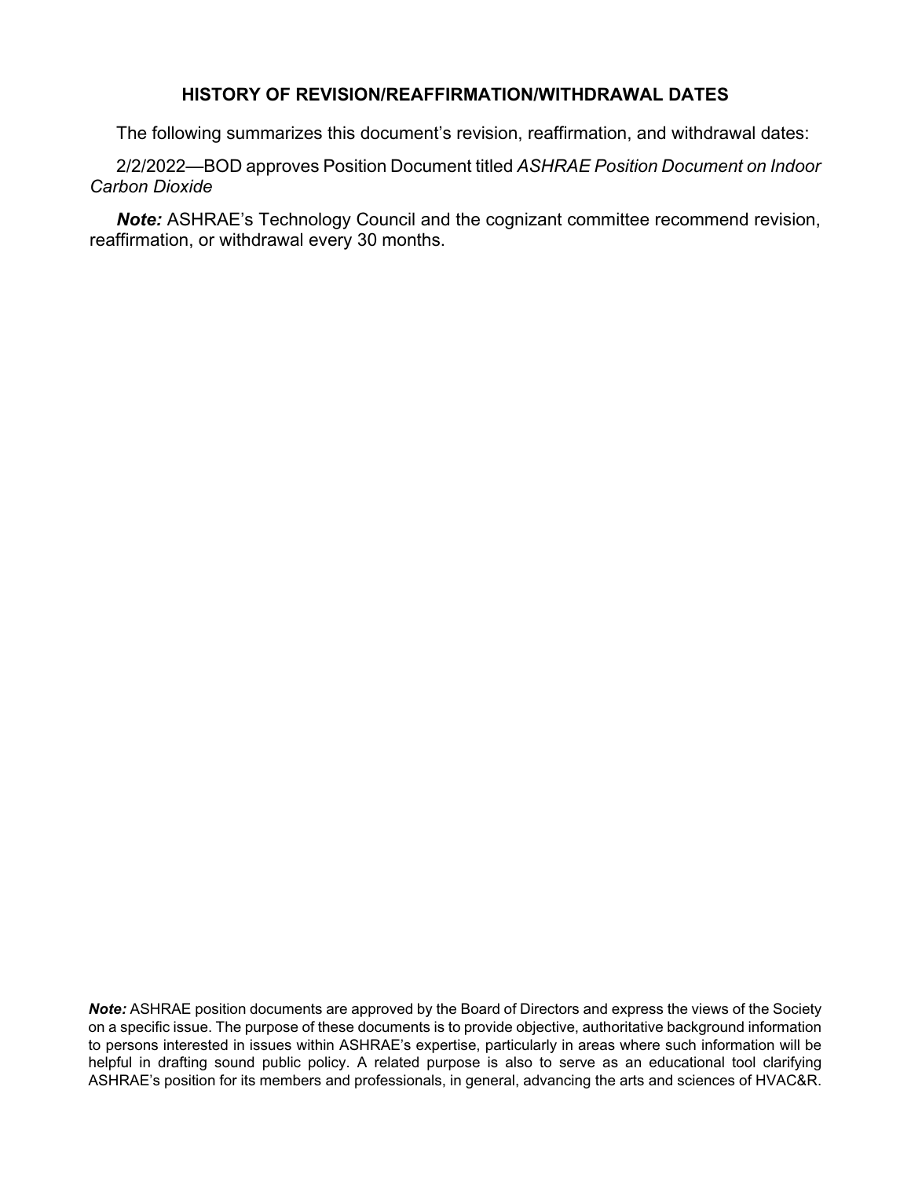## HISTORY OF REVISION/REAFFIRMATION/WITHDRAWAL DATES

The following summarizes this document's revision, reaffirmation, and withdrawal dates:

2/2/2022—BOD approves Position Document titled *ASHRAE Position Document on Indoor Carbon Dioxide*

***Note:*** ASHRAE's Technology Council and the cognizant committee recommend revision, reaffirmation, or withdrawal every 30 months.

***Note:*** ASHRAE position documents are approved by the Board of Directors and express the views of the Society on a specific issue. The purpose of these documents is to provide objective, authoritative background information to persons interested in issues within ASHRAE's expertise, particularly in areas where such information will be helpful in drafting sound public policy. A related purpose is also to serve as an educational tool clarifying ASHRAE's position for its members and professionals, in general, advancing the arts and sciences of HVAC&R.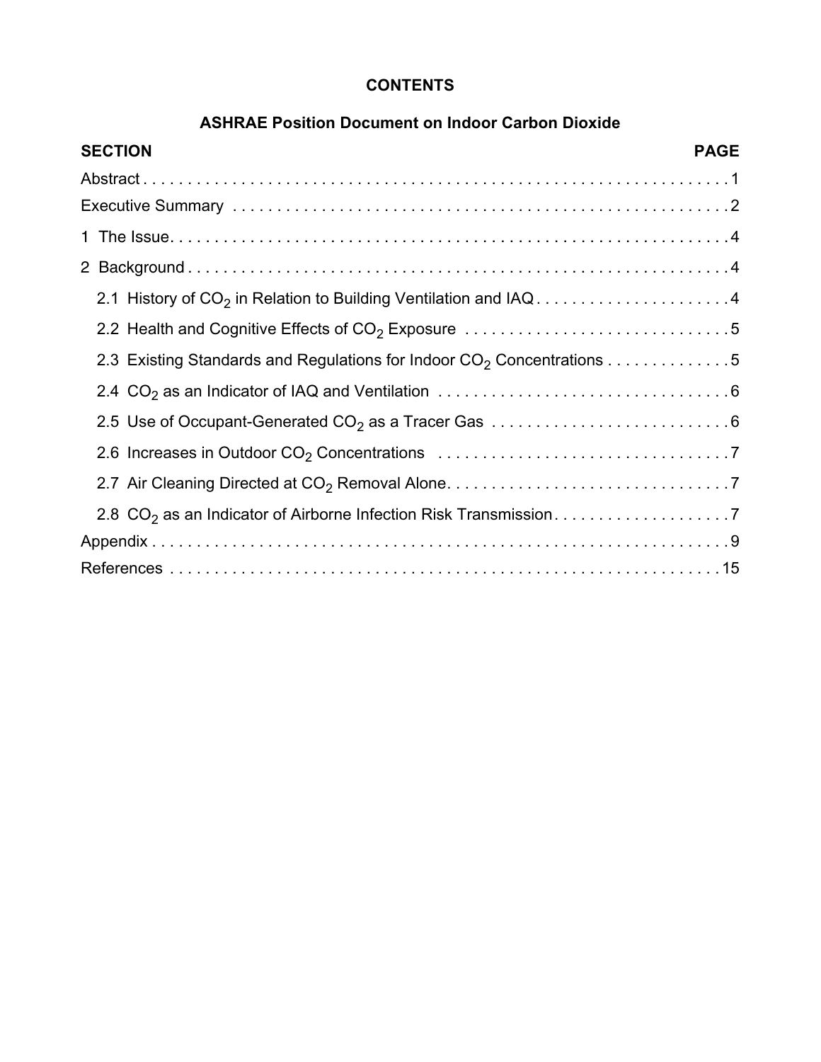# CONTENTS

## ASHRAE Position Document on Indoor Carbon Dioxide

| SECTION | PAGE |
|---|---|
| Abstract | 1 |
| Executive Summary | 2 |
| 1 The Issue | 4 |
| 2 Background | 4 |
| 2.1 History of $CO_2$ in Relation to Building Ventilation and IAQ | 4 |
| 2.2 Health and Cognitive Effects of $CO_2$ Exposure | 5 |
| 2.3 Existing Standards and Regulations for Indoor $CO_2$ Concentrations | 5 |
| 2.4 $CO_2$ as an Indicator of IAQ and Ventilation | 6 |
| 2.5 Use of Occupant-Generated $CO_2$ as a Tracer Gas | 6 |
| 2.6 Increases in Outdoor $CO_2$ Concentrations | 7 |
| 2.7 Air Cleaning Directed at $CO_2$ Removal Alone | 7 |
| 2.8 $CO_2$ as an Indicator of Airborne Infection Risk Transmission | 7 |
| Appendix | 9 |
| References | 15 |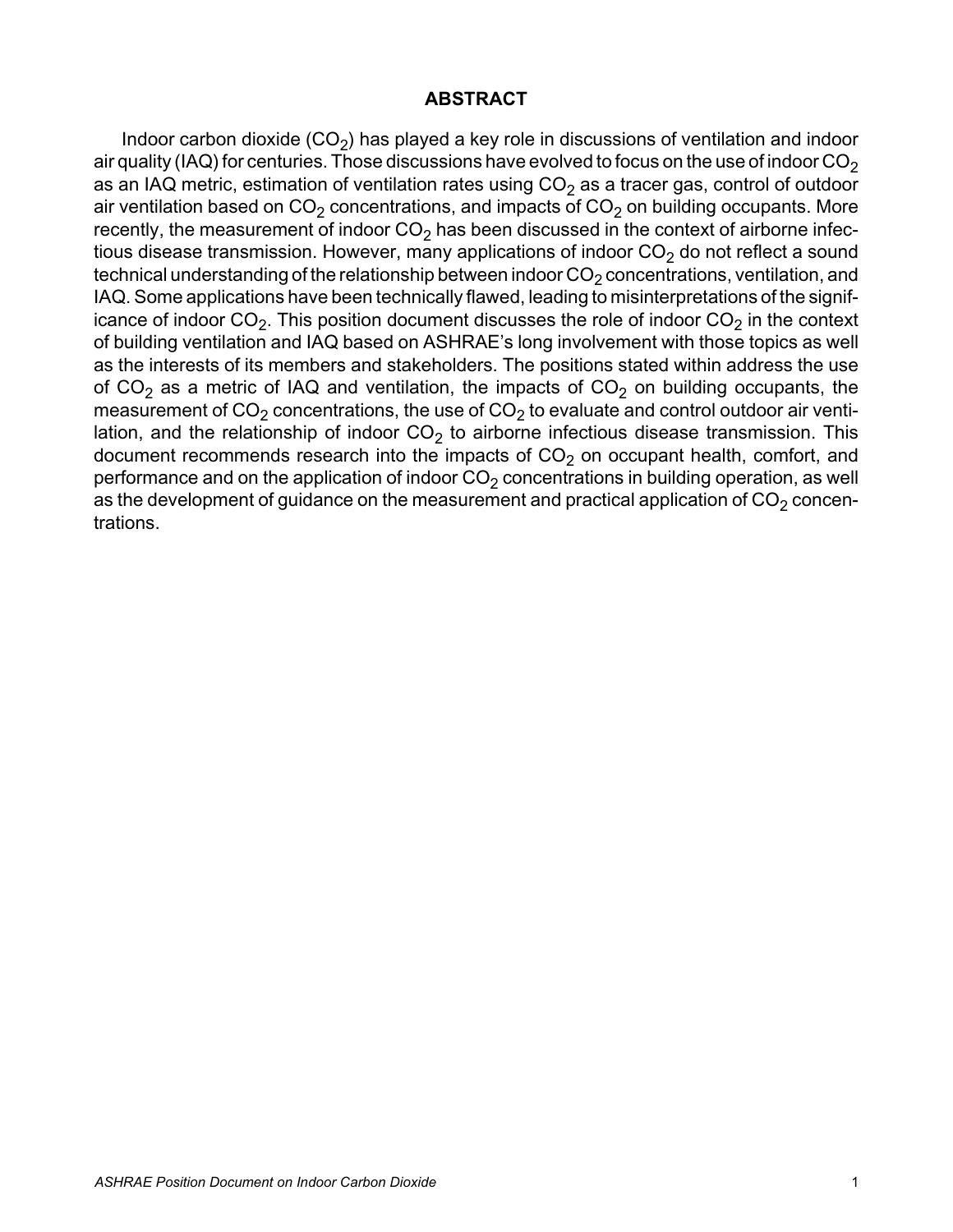## ABSTRACT

Indoor carbon dioxide ($CO_2$) has played a key role in discussions of ventilation and indoor air quality (IAQ) for centuries. Those discussions have evolved to focus on the use of indoor $CO_2$ as an IAQ metric, estimation of ventilation rates using $CO_2$ as a tracer gas, control of outdoor air ventilation based on $CO_2$ concentrations, and impacts of $CO_2$ on building occupants. More recently, the measurement of indoor $CO_2$ has been discussed in the context of airborne infectious disease transmission. However, many applications of indoor $CO_2$ do not reflect a sound technical understanding of the relationship between indoor $CO_2$ concentrations, ventilation, and IAQ. Some applications have been technically flawed, leading to misinterpretations of the significance of indoor $CO_2$. This position document discusses the role of indoor $CO_2$ in the context of building ventilation and IAQ based on ASHRAE's long involvement with those topics as well as the interests of its members and stakeholders. The positions stated within address the use of $CO_2$ as a metric of IAQ and ventilation, the impacts of $CO_2$ on building occupants, the measurement of $CO_2$ concentrations, the use of $CO_2$ to evaluate and control outdoor air ventilation, and the relationship of indoor $CO_2$ to airborne infectious disease transmission. This document recommends research into the impacts of $CO_2$ on occupant health, comfort, and performance and on the application of indoor $CO_2$ concentrations in building operation, as well as the development of guidance on the measurement and practical application of $CO_2$ concentrations.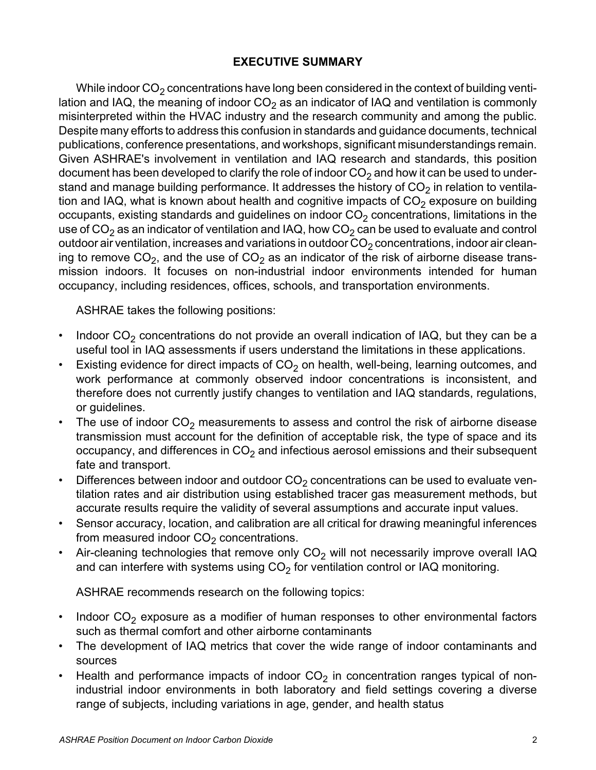## EXECUTIVE SUMMARY

While indoor $CO_2$ concentrations have long been considered in the context of building ventilation and IAQ, the meaning of indoor $CO_2$ as an indicator of IAQ and ventilation is commonly misinterpreted within the HVAC industry and the research community and among the public. Despite many efforts to address this confusion in standards and guidance documents, technical publications, conference presentations, and workshops, significant misunderstandings remain. Given ASHRAE's involvement in ventilation and IAQ research and standards, this position document has been developed to clarify the role of indoor $CO_2$ and how it can be used to understand and manage building performance. It addresses the history of $CO_2$ in relation to ventilation and IAQ, what is known about health and cognitive impacts of $CO_2$ exposure on building occupants, existing standards and guidelines on indoor $CO_2$ concentrations, limitations in the use of $CO_2$ as an indicator of ventilation and IAQ, how $CO_2$ can be used to evaluate and control outdoor air ventilation, increases and variations in outdoor $CO_2$ concentrations, indoor air cleaning to remove $CO_2$, and the use of $CO_2$ as an indicator of the risk of airborne disease transmission indoors. It focuses on non-industrial indoor environments intended for human occupancy, including residences, offices, schools, and transportation environments.

ASHRAE takes the following positions:

- Indoor $CO_2$ concentrations do not provide an overall indication of IAQ, but they can be a useful tool in IAQ assessments if users understand the limitations in these applications.
- Existing evidence for direct impacts of $CO_2$ on health, well-being, learning outcomes, and work performance at commonly observed indoor concentrations is inconsistent, and therefore does not currently justify changes to ventilation and IAQ standards, regulations, or guidelines.
- The use of indoor $CO_2$ measurements to assess and control the risk of airborne disease transmission must account for the definition of acceptable risk, the type of space and its occupancy, and differences in $CO_2$ and infectious aerosol emissions and their subsequent fate and transport.
- Differences between indoor and outdoor $CO_2$ concentrations can be used to evaluate ventilation rates and air distribution using established tracer gas measurement methods, but accurate results require the validity of several assumptions and accurate input values.
- Sensor accuracy, location, and calibration are all critical for drawing meaningful inferences from measured indoor $CO_2$ concentrations.
- Air-cleaning technologies that remove only $CO_2$ will not necessarily improve overall IAQ and can interfere with systems using $CO_2$ for ventilation control or IAQ monitoring.

ASHRAE recommends research on the following topics:

- Indoor $CO_2$ exposure as a modifier of human responses to other environmental factors such as thermal comfort and other airborne contaminants
- The development of IAQ metrics that cover the wide range of indoor contaminants and sources
- Health and performance impacts of indoor $CO_2$ in concentration ranges typical of non-industrial indoor environments in both laboratory and field settings covering a diverse range of subjects, including variations in age, gender, and health status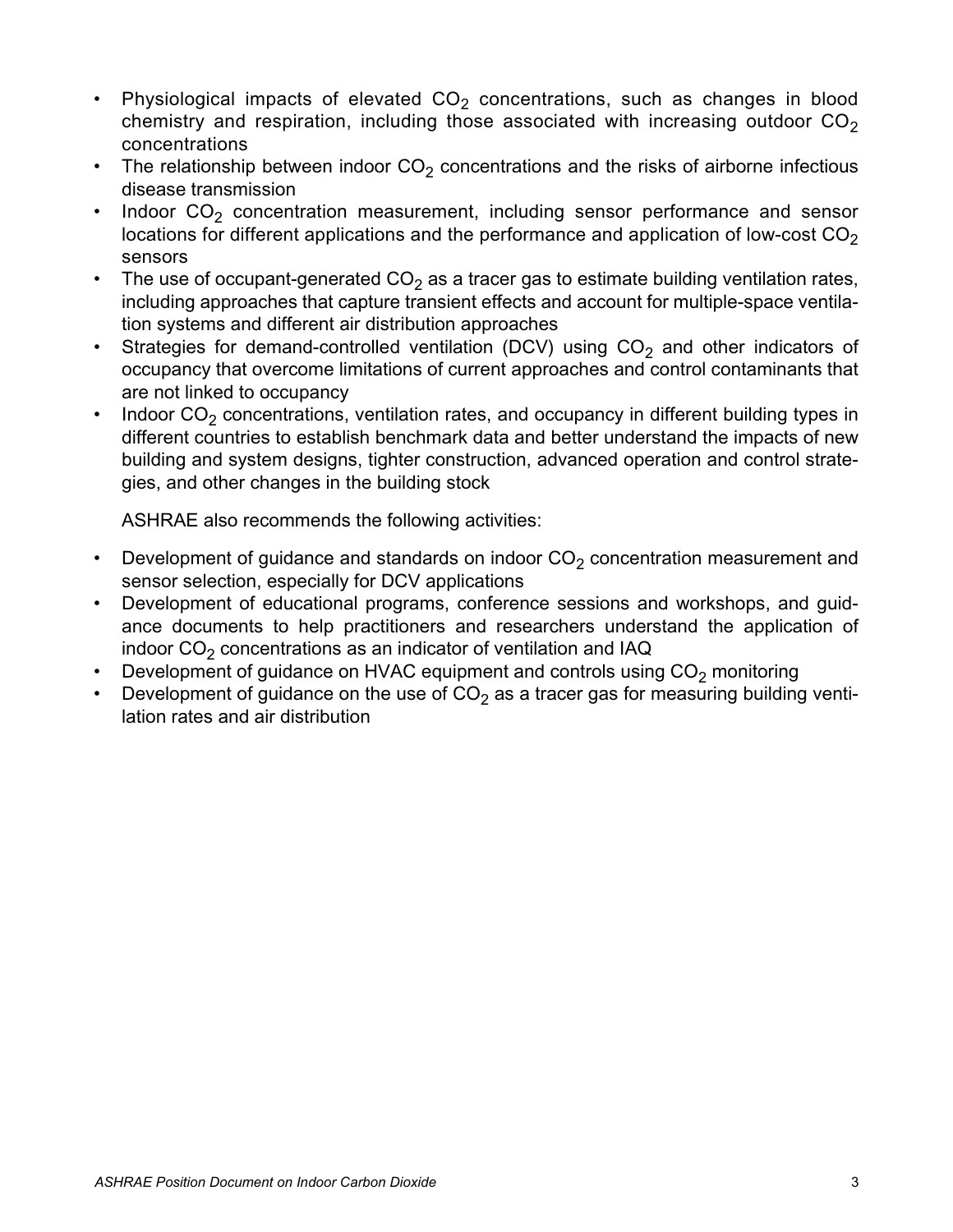- Physiological impacts of elevated $CO_2$ concentrations, such as changes in blood chemistry and respiration, including those associated with increasing outdoor $CO_2$ concentrations
- The relationship between indoor $CO_2$ concentrations and the risks of airborne infectious disease transmission
- Indoor $CO_2$ concentration measurement, including sensor performance and sensor locations for different applications and the performance and application of low-cost $CO_2$ sensors
- The use of occupant-generated $CO_2$ as a tracer gas to estimate building ventilation rates, including approaches that capture transient effects and account for multiple-space ventilation systems and different air distribution approaches
- Strategies for demand-controlled ventilation (DCV) using $CO_2$ and other indicators of occupancy that overcome limitations of current approaches and control contaminants that are not linked to occupancy
- Indoor $CO_2$ concentrations, ventilation rates, and occupancy in different building types in different countries to establish benchmark data and better understand the impacts of new building and system designs, tighter construction, advanced operation and control strategies, and other changes in the building stock

ASHRAE also recommends the following activities:

- Development of guidance and standards on indoor $CO_2$ concentration measurement and sensor selection, especially for DCV applications
- Development of educational programs, conference sessions and workshops, and guidance documents to help practitioners and researchers understand the application of indoor $CO_2$ concentrations as an indicator of ventilation and IAQ
- Development of guidance on HVAC equipment and controls using $CO_2$ monitoring
- Development of guidance on the use of $CO_2$ as a tracer gas for measuring building ventilation rates and air distribution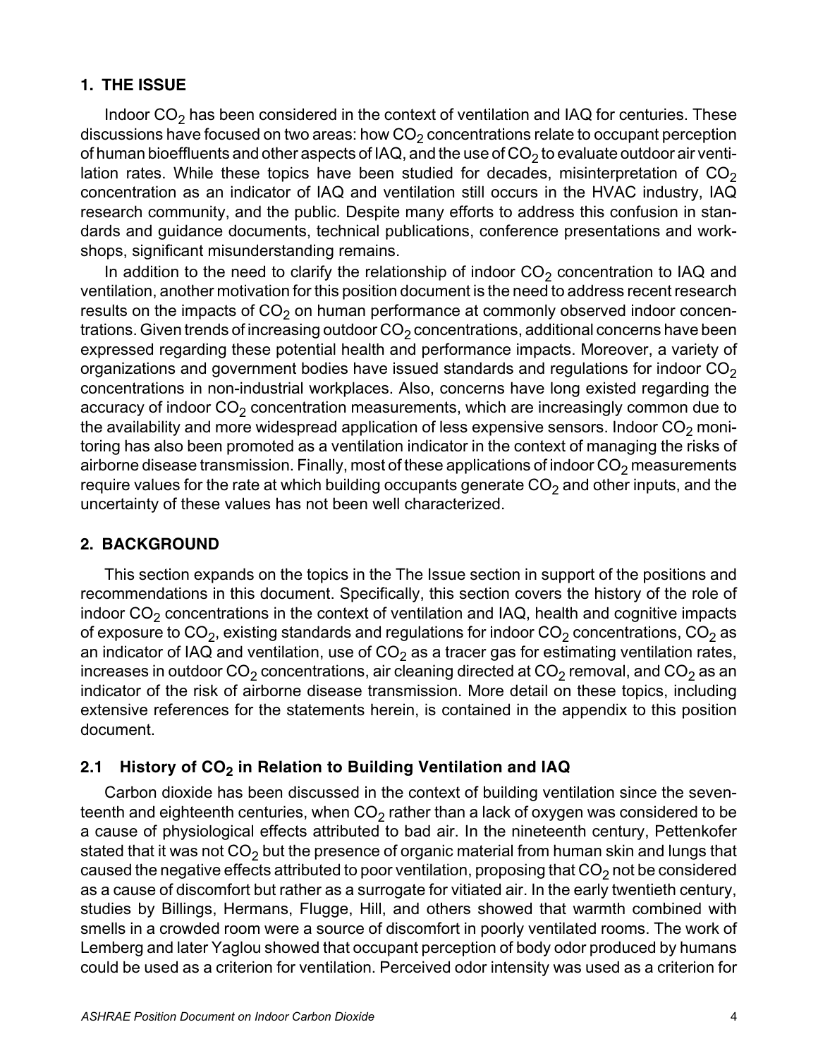## 1. THE ISSUE

Indoor $CO_2$ has been considered in the context of ventilation and IAQ for centuries. These discussions have focused on two areas: how $CO_2$ concentrations relate to occupant perception of human bioeffluents and other aspects of IAQ, and the use of $CO_2$ to evaluate outdoor air ventilation rates. While these topics have been studied for decades, misinterpretation of $CO_2$ concentration as an indicator of IAQ and ventilation still occurs in the HVAC industry, IAQ research community, and the public. Despite many efforts to address this confusion in standards and guidance documents, technical publications, conference presentations and workshops, significant misunderstanding remains.

In addition to the need to clarify the relationship of indoor $CO_2$ concentration to IAQ and ventilation, another motivation for this position document is the need to address recent research results on the impacts of $CO_2$ on human performance at commonly observed indoor concentrations. Given trends of increasing outdoor $CO_2$ concentrations, additional concerns have been expressed regarding these potential health and performance impacts. Moreover, a variety of organizations and government bodies have issued standards and regulations for indoor $CO_2$ concentrations in non-industrial workplaces. Also, concerns have long existed regarding the accuracy of indoor $CO_2$ concentration measurements, which are increasingly common due to the availability and more widespread application of less expensive sensors. Indoor $CO_2$ monitoring has also been promoted as a ventilation indicator in the context of managing the risks of airborne disease transmission. Finally, most of these applications of indoor $CO_2$ measurements require values for the rate at which building occupants generate $CO_2$ and other inputs, and the uncertainty of these values has not been well characterized.

## 2. BACKGROUND

This section expands on the topics in the The Issue section in support of the positions and recommendations in this document. Specifically, this section covers the history of the role of indoor $CO_2$ concentrations in the context of ventilation and IAQ, health and cognitive impacts of exposure to $CO_2$, existing standards and regulations for indoor $CO_2$ concentrations, $CO_2$ as an indicator of IAQ and ventilation, use of $CO_2$ as a tracer gas for estimating ventilation rates, increases in outdoor $CO_2$ concentrations, air cleaning directed at $CO_2$ removal, and $CO_2$ as an indicator of the risk of airborne disease transmission. More detail on these topics, including extensive references for the statements herein, is contained in the appendix to this position document.

### 2.1 History of $CO_2$ in Relation to Building Ventilation and IAQ

Carbon dioxide has been discussed in the context of building ventilation since the seventeenth and eighteenth centuries, when $CO_2$ rather than a lack of oxygen was considered to be a cause of physiological effects attributed to bad air. In the nineteenth century, Pettenkofer stated that it was not $CO_2$ but the presence of organic material from human skin and lungs that caused the negative effects attributed to poor ventilation, proposing that $CO_2$ not be considered as a cause of discomfort but rather as a surrogate for vitiated air. In the early twentieth century, studies by Billings, Hermans, Flugge, Hill, and others showed that warmth combined with smells in a crowded room were a source of discomfort in poorly ventilated rooms. The work of Lemberg and later Yaglou showed that occupant perception of body odor produced by humans could be used as a criterion for ventilation. Perceived odor intensity was used as a criterion for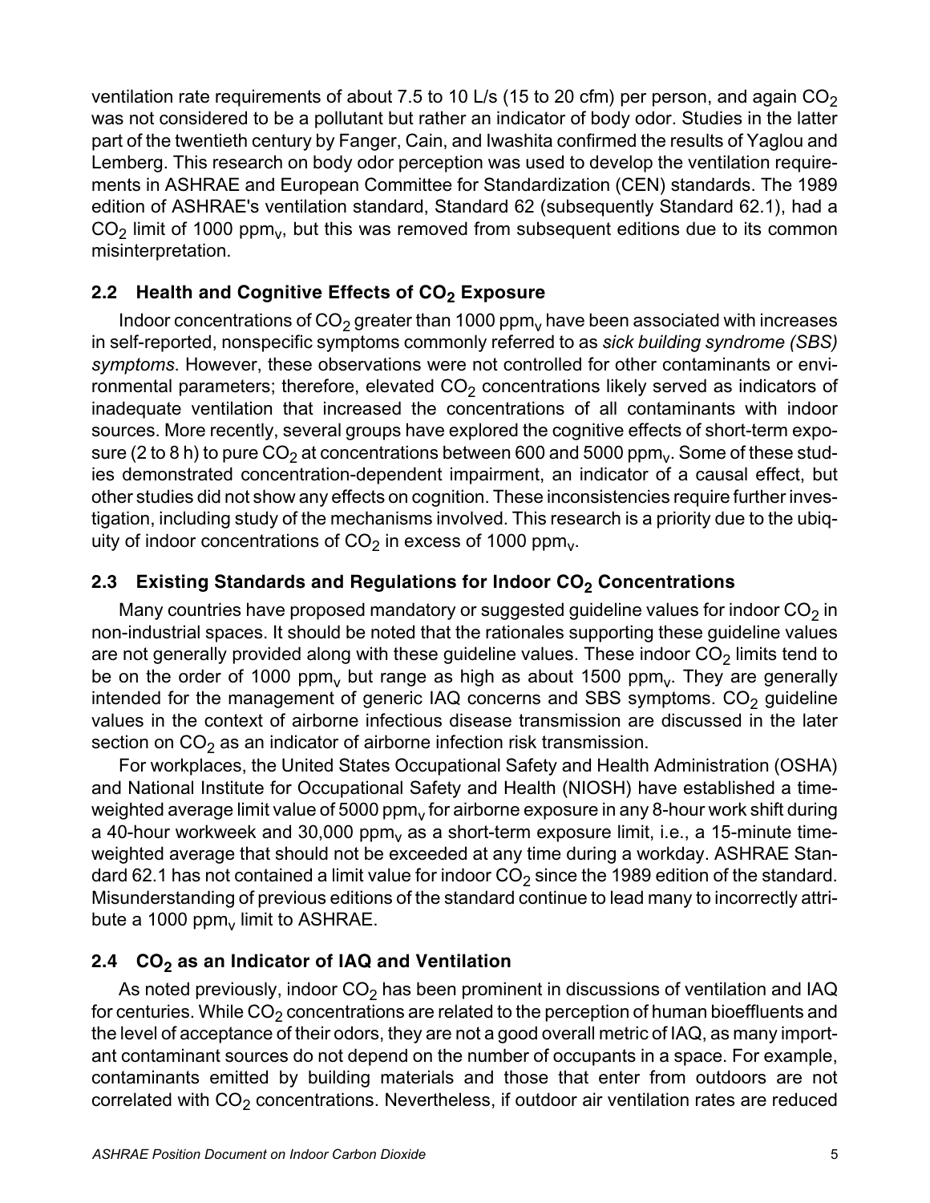ventilation rate requirements of about 7.5 to 10 L/s (15 to 20 cfm) per person, and again $CO_2$ was not considered to be a pollutant but rather an indicator of body odor. Studies in the latter part of the twentieth century by Fanger, Cain, and Iwashita confirmed the results of Yaglou and Lemberg. This research on body odor perception was used to develop the ventilation requirements in ASHRAE and European Committee for Standardization (CEN) standards. The 1989 edition of ASHRAE's ventilation standard, Standard 62 (subsequently Standard 62.1), had a $CO_2$ limit of 1000 $ppm_v$, but this was removed from subsequent editions due to its common misinterpretation.

## 2.2 Health and Cognitive Effects of $CO_2$ Exposure

Indoor concentrations of $CO_2$ greater than 1000 $ppm_v$ have been associated with increases in self-reported, nonspecific symptoms commonly referred to as *sick building syndrome (SBS) symptoms*. However, these observations were not controlled for other contaminants or environmental parameters; therefore, elevated $CO_2$ concentrations likely served as indicators of inadequate ventilation that increased the concentrations of all contaminants with indoor sources. More recently, several groups have explored the cognitive effects of short-term exposure (2 to 8 h) to pure $CO_2$ at concentrations between 600 and 5000 $ppm_v$. Some of these studies demonstrated concentration-dependent impairment, an indicator of a causal effect, but other studies did not show any effects on cognition. These inconsistencies require further investigation, including study of the mechanisms involved. This research is a priority due to the ubiquity of indoor concentrations of $CO_2$ in excess of 1000 $ppm_v$.

## 2.3 Existing Standards and Regulations for Indoor $CO_2$ Concentrations

Many countries have proposed mandatory or suggested guideline values for indoor $CO_2$ in non-industrial spaces. It should be noted that the rationales supporting these guideline values are not generally provided along with these guideline values. These indoor $CO_2$ limits tend to be on the order of 1000 $ppm_v$ but range as high as about 1500 $ppm_v$. They are generally intended for the management of generic IAQ concerns and SBS symptoms. $CO_2$ guideline values in the context of airborne infectious disease transmission are discussed in the later section on $CO_2$ as an indicator of airborne infection risk transmission.

For workplaces, the United States Occupational Safety and Health Administration (OSHA) and National Institute for Occupational Safety and Health (NIOSH) have established a time-weighted average limit value of 5000 $ppm_v$ for airborne exposure in any 8-hour work shift during a 40-hour workweek and 30,000 $ppm_v$ as a short-term exposure limit, i.e., a 15-minute time-weighted average that should not be exceeded at any time during a workday. ASHRAE Standard 62.1 has not contained a limit value for indoor $CO_2$ since the 1989 edition of the standard. Misunderstanding of previous editions of the standard continue to lead many to incorrectly attribute a 1000 $ppm_v$ limit to ASHRAE.

## 2.4 $CO_2$ as an Indicator of IAQ and Ventilation

As noted previously, indoor $CO_2$ has been prominent in discussions of ventilation and IAQ for centuries. While $CO_2$ concentrations are related to the perception of human bioeffluents and the level of acceptance of their odors, they are not a good overall metric of IAQ, as many important contaminant sources do not depend on the number of occupants in a space. For example, contaminants emitted by building materials and those that enter from outdoors are not correlated with $CO_2$ concentrations. Nevertheless, if outdoor air ventilation rates are reduced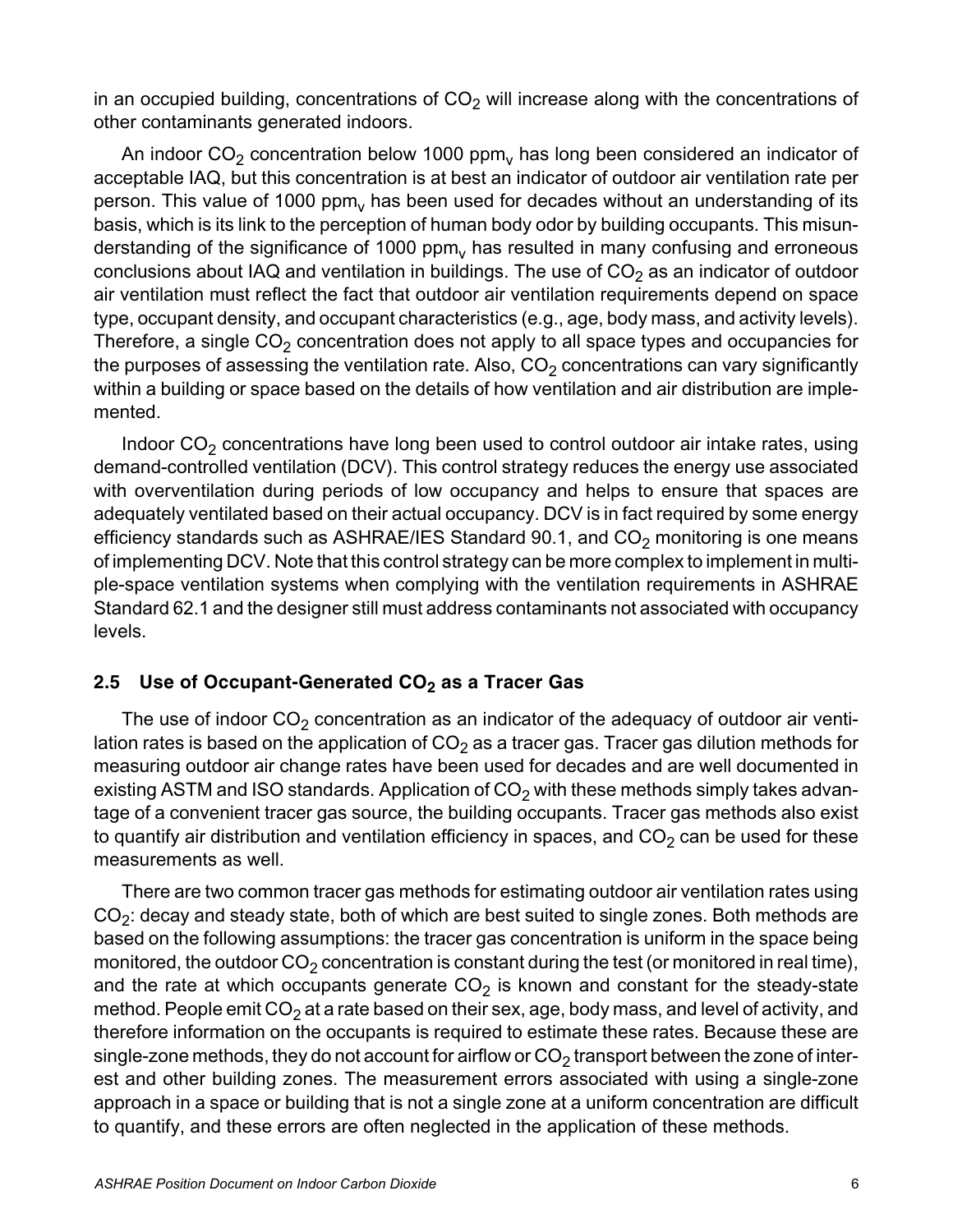in an occupied building, concentrations of $CO_2$ will increase along with the concentrations of other contaminants generated indoors.

An indoor $CO_2$ concentration below 1000 $ppm_v$ has long been considered an indicator of acceptable IAQ, but this concentration is at best an indicator of outdoor air ventilation rate per person. This value of 1000 $ppm_v$ has been used for decades without an understanding of its basis, which is its link to the perception of human body odor by building occupants. This misunderstanding of the significance of 1000 $ppm_v$ has resulted in many confusing and erroneous conclusions about IAQ and ventilation in buildings. The use of $CO_2$ as an indicator of outdoor air ventilation must reflect the fact that outdoor air ventilation requirements depend on space type, occupant density, and occupant characteristics (e.g., age, body mass, and activity levels). Therefore, a single $CO_2$ concentration does not apply to all space types and occupancies for the purposes of assessing the ventilation rate. Also, $CO_2$ concentrations can vary significantly within a building or space based on the details of how ventilation and air distribution are implemented.

Indoor $CO_2$ concentrations have long been used to control outdoor air intake rates, using demand-controlled ventilation (DCV). This control strategy reduces the energy use associated with overventilation during periods of low occupancy and helps to ensure that spaces are adequately ventilated based on their actual occupancy. DCV is in fact required by some energy efficiency standards such as ASHRAE/IES Standard 90.1, and $CO_2$ monitoring is one means of implementing DCV. Note that this control strategy can be more complex to implement in multiple-space ventilation systems when complying with the ventilation requirements in ASHRAE Standard 62.1 and the designer still must address contaminants not associated with occupancy levels.

## 2.5 Use of Occupant-Generated $CO_2$ as a Tracer Gas

The use of indoor $CO_2$ concentration as an indicator of the adequacy of outdoor air ventilation rates is based on the application of $CO_2$ as a tracer gas. Tracer gas dilution methods for measuring outdoor air change rates have been used for decades and are well documented in existing ASTM and ISO standards. Application of $CO_2$ with these methods simply takes advantage of a convenient tracer gas source, the building occupants. Tracer gas methods also exist to quantify air distribution and ventilation efficiency in spaces, and $CO_2$ can be used for these measurements as well.

There are two common tracer gas methods for estimating outdoor air ventilation rates using $CO_2$: decay and steady state, both of which are best suited to single zones. Both methods are based on the following assumptions: the tracer gas concentration is uniform in the space being monitored, the outdoor $CO_2$ concentration is constant during the test (or monitored in real time), and the rate at which occupants generate $CO_2$ is known and constant for the steady-state method. People emit $CO_2$ at a rate based on their sex, age, body mass, and level of activity, and therefore information on the occupants is required to estimate these rates. Because these are single-zone methods, they do not account for airflow or $CO_2$ transport between the zone of interest and other building zones. The measurement errors associated with using a single-zone approach in a space or building that is not a single zone at a uniform concentration are difficult to quantify, and these errors are often neglected in the application of these methods.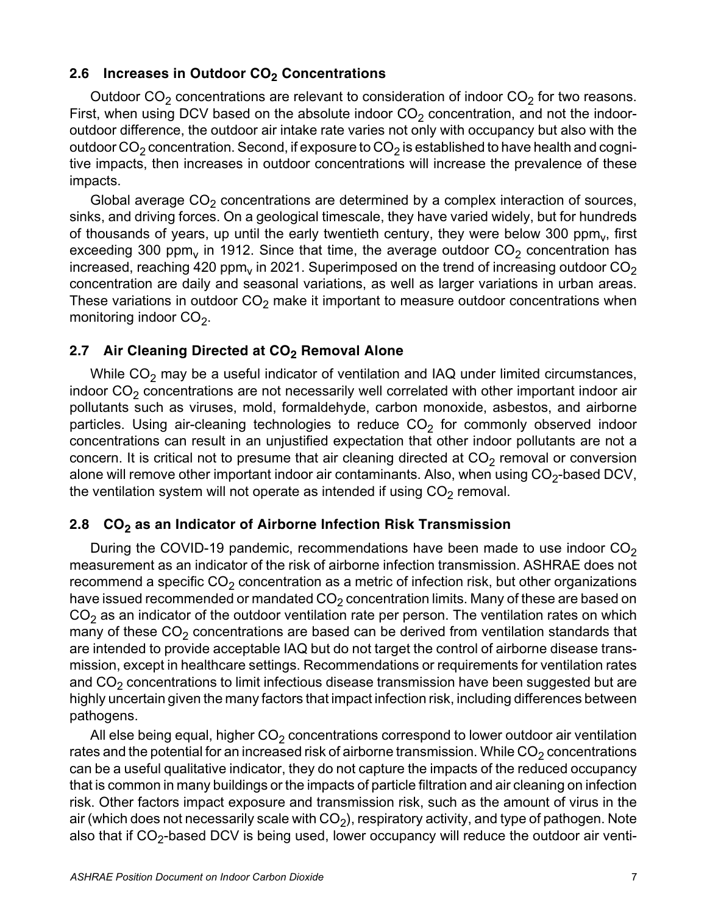### 2.6 Increases in Outdoor $CO_2$ Concentrations

Outdoor $CO_2$ concentrations are relevant to consideration of indoor $CO_2$ for two reasons. First, when using DCV based on the absolute indoor $CO_2$ concentration, and not the indoor-outdoor difference, the outdoor air intake rate varies not only with occupancy but also with the outdoor $CO_2$ concentration. Second, if exposure to $CO_2$ is established to have health and cognitive impacts, then increases in outdoor concentrations will increase the prevalence of these impacts.

Global average $CO_2$ concentrations are determined by a complex interaction of sources, sinks, and driving forces. On a geological timescale, they have varied widely, but for hundreds of thousands of years, up until the early twentieth century, they were below 300 $ppm_v$, first exceeding 300 $ppm_v$ in 1912. Since that time, the average outdoor $CO_2$ concentration has increased, reaching 420 $ppm_v$ in 2021. Superimposed on the trend of increasing outdoor $CO_2$ concentration are daily and seasonal variations, as well as larger variations in urban areas. These variations in outdoor $CO_2$ make it important to measure outdoor concentrations when monitoring indoor $CO_2$.

### 2.7 Air Cleaning Directed at $CO_2$ Removal Alone

While $CO_2$ may be a useful indicator of ventilation and IAQ under limited circumstances, indoor $CO_2$ concentrations are not necessarily well correlated with other important indoor air pollutants such as viruses, mold, formaldehyde, carbon monoxide, asbestos, and airborne particles. Using air-cleaning technologies to reduce $CO_2$ for commonly observed indoor concentrations can result in an unjustified expectation that other indoor pollutants are not a concern. It is critical not to presume that air cleaning directed at $CO_2$ removal or conversion alone will remove other important indoor air contaminants. Also, when using $CO_2$-based DCV, the ventilation system will not operate as intended if using $CO_2$ removal.

### 2.8 $CO_2$ as an Indicator of Airborne Infection Risk Transmission

During the COVID-19 pandemic, recommendations have been made to use indoor $CO_2$ measurement as an indicator of the risk of airborne infection transmission. ASHRAE does not recommend a specific $CO_2$ concentration as a metric of infection risk, but other organizations have issued recommended or mandated $CO_2$ concentration limits. Many of these are based on $CO_2$ as an indicator of the outdoor ventilation rate per person. The ventilation rates on which many of these $CO_2$ concentrations are based can be derived from ventilation standards that are intended to provide acceptable IAQ but do not target the control of airborne disease transmission, except in healthcare settings. Recommendations or requirements for ventilation rates and $CO_2$ concentrations to limit infectious disease transmission have been suggested but are highly uncertain given the many factors that impact infection risk, including differences between pathogens.

All else being equal, higher $CO_2$ concentrations correspond to lower outdoor air ventilation rates and the potential for an increased risk of airborne transmission. While $CO_2$ concentrations can be a useful qualitative indicator, they do not capture the impacts of the reduced occupancy that is common in many buildings or the impacts of particle filtration and air cleaning on infection risk. Other factors impact exposure and transmission risk, such as the amount of virus in the air (which does not necessarily scale with $CO_2$), respiratory activity, and type of pathogen. Note also that if $CO_2$-based DCV is being used, lower occupancy will reduce the outdoor air venti-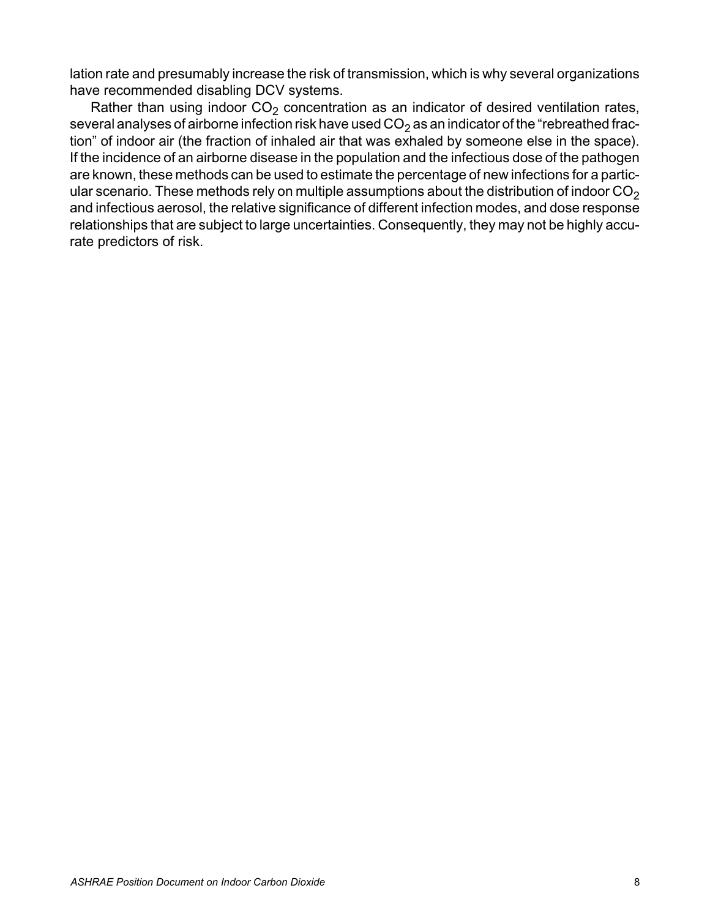lation rate and presumably increase the risk of transmission, which is why several organizations have recommended disabling DCV systems.

Rather than using indoor $CO_2$ concentration as an indicator of desired ventilation rates, several analyses of airborne infection risk have used $CO_2$ as an indicator of the "rebreathed fraction" of indoor air (the fraction of inhaled air that was exhaled by someone else in the space). If the incidence of an airborne disease in the population and the infectious dose of the pathogen are known, these methods can be used to estimate the percentage of new infections for a particular scenario. These methods rely on multiple assumptions about the distribution of indoor $CO_2$ and infectious aerosol, the relative significance of different infection modes, and dose response relationships that are subject to large uncertainties. Consequently, they may not be highly accurate predictors of risk.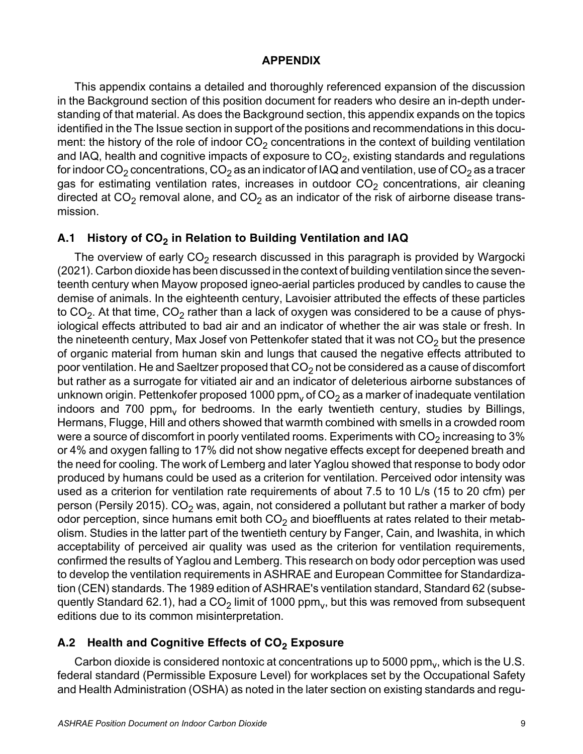## APPENDIX

This appendix contains a detailed and thoroughly referenced expansion of the discussion in the Background section of this position document for readers who desire an in-depth understanding of that material. As does the Background section, this appendix expands on the topics identified in the The Issue section in support of the positions and recommendations in this document: the history of the role of indoor $CO_2$ concentrations in the context of building ventilation and IAQ, health and cognitive impacts of exposure to $CO_2$, existing standards and regulations for indoor $CO_2$ concentrations, $CO_2$ as an indicator of IAQ and ventilation, use of $CO_2$ as a tracer gas for estimating ventilation rates, increases in outdoor $CO_2$ concentrations, air cleaning directed at $CO_2$ removal alone, and $CO_2$ as an indicator of the risk of airborne disease transmission.

### A.1 History of $CO_2$ in Relation to Building Ventilation and IAQ

The overview of early $CO_2$ research discussed in this paragraph is provided by Wargocki (2021). Carbon dioxide has been discussed in the context of building ventilation since the seventeenth century when Mayow proposed igneo-aerial particles produced by candles to cause the demise of animals. In the eighteenth century, Lavoisier attributed the effects of these particles to $CO_2$. At that time, $CO_2$ rather than a lack of oxygen was considered to be a cause of physiological effects attributed to bad air and an indicator of whether the air was stale or fresh. In the nineteenth century, Max Josef von Pettenkofer stated that it was not $CO_2$ but the presence of organic material from human skin and lungs that caused the negative effects attributed to poor ventilation. He and Saeltzer proposed that $CO_2$ not be considered as a cause of discomfort but rather as a surrogate for vitiated air and an indicator of deleterious airborne substances of unknown origin. Pettenkofer proposed 1000 $ppm_v$ of $CO_2$ as a marker of inadequate ventilation indoors and 700 $ppm_v$ for bedrooms. In the early twentieth century, studies by Billings, Hermans, Flugge, Hill and others showed that warmth combined with smells in a crowded room were a source of discomfort in poorly ventilated rooms. Experiments with $CO_2$ increasing to 3% or 4% and oxygen falling to 17% did not show negative effects except for deepened breath and the need for cooling. The work of Lemberg and later Yaglou showed that response to body odor produced by humans could be used as a criterion for ventilation. Perceived odor intensity was used as a criterion for ventilation rate requirements of about 7.5 to 10 L/s (15 to 20 cfm) per person (Persily 2015). $CO_2$ was, again, not considered a pollutant but rather a marker of body odor perception, since humans emit both $CO_2$ and bioeffluents at rates related to their metabolism. Studies in the latter part of the twentieth century by Fanger, Cain, and Iwashita, in which acceptability of perceived air quality was used as the criterion for ventilation requirements, confirmed the results of Yaglou and Lemberg. This research on body odor perception was used to develop the ventilation requirements in ASHRAE and European Committee for Standardization (CEN) standards. The 1989 edition of ASHRAE's ventilation standard, Standard 62 (subsequently Standard 62.1), had a $CO_2$ limit of 1000 $ppm_v$, but this was removed from subsequent editions due to its common misinterpretation.

### A.2 Health and Cognitive Effects of $CO_2$ Exposure

Carbon dioxide is considered nontoxic at concentrations up to 5000 $ppm_v$, which is the U.S. federal standard (Permissible Exposure Level) for workplaces set by the Occupational Safety and Health Administration (OSHA) as noted in the later section on existing standards and regu-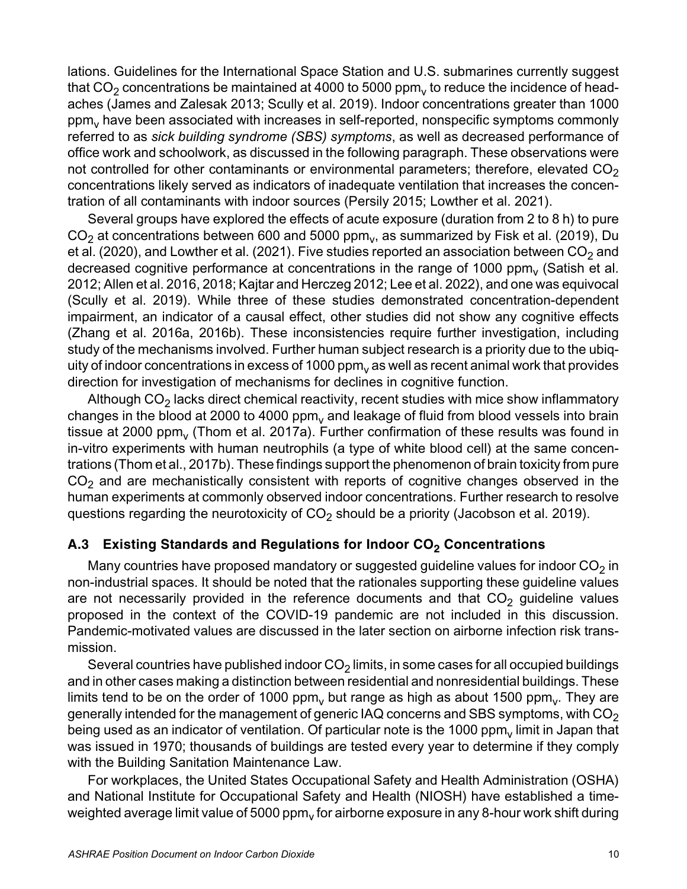lations. Guidelines for the International Space Station and U.S. submarines currently suggest that $CO_2$ concentrations be maintained at 4000 to 5000 $ppm_v$ to reduce the incidence of headaches (James and Zalesak 2013; Scully et al. 2019). Indoor concentrations greater than 1000 $ppm_v$ have been associated with increases in self-reported, nonspecific symptoms commonly referred to as *sick building syndrome (SBS) symptoms*, as well as decreased performance of office work and schoolwork, as discussed in the following paragraph. These observations were not controlled for other contaminants or environmental parameters; therefore, elevated $CO_2$ concentrations likely served as indicators of inadequate ventilation that increases the concentration of all contaminants with indoor sources (Persily 2015; Lowther et al. 2021).

Several groups have explored the effects of acute exposure (duration from 2 to 8 h) to pure $CO_2$ at concentrations between 600 and 5000 $ppm_v$, as summarized by Fisk et al. (2019), Du et al. (2020), and Lowther et al. (2021). Five studies reported an association between $CO_2$ and decreased cognitive performance at concentrations in the range of 1000 $ppm_v$ (Satish et al. 2012; Allen et al. 2016, 2018; Kajtar and Herczeg 2012; Lee et al. 2022), and one was equivocal (Scully et al. 2019). While three of these studies demonstrated concentration-dependent impairment, an indicator of a causal effect, other studies did not show any cognitive effects (Zhang et al. 2016a, 2016b). These inconsistencies require further investigation, including study of the mechanisms involved. Further human subject research is a priority due to the ubiquity of indoor concentrations in excess of 1000 $ppm_v$ as well as recent animal work that provides direction for investigation of mechanisms for declines in cognitive function.

Although $CO_2$ lacks direct chemical reactivity, recent studies with mice show inflammatory changes in the blood at 2000 to 4000 $ppm_v$ and leakage of fluid from blood vessels into brain tissue at 2000 $ppm_v$ (Thom et al. 2017a). Further confirmation of these results was found in in-vitro experiments with human neutrophils (a type of white blood cell) at the same concentrations (Thom et al., 2017b). These findings support the phenomenon of brain toxicity from pure $CO_2$ and are mechanistically consistent with reports of cognitive changes observed in the human experiments at commonly observed indoor concentrations. Further research to resolve questions regarding the neurotoxicity of $CO_2$ should be a priority (Jacobson et al. 2019).

## A.3 Existing Standards and Regulations for Indoor $CO_2$ Concentrations

Many countries have proposed mandatory or suggested guideline values for indoor $CO_2$ in non-industrial spaces. It should be noted that the rationales supporting these guideline values are not necessarily provided in the reference documents and that $CO_2$ guideline values proposed in the context of the COVID-19 pandemic are not included in this discussion. Pandemic-motivated values are discussed in the later section on airborne infection risk transmission.

Several countries have published indoor $CO_2$ limits, in some cases for all occupied buildings and in other cases making a distinction between residential and nonresidential buildings. These limits tend to be on the order of 1000 $ppm_v$ but range as high as about 1500 $ppm_v$. They are generally intended for the management of generic IAQ concerns and SBS symptoms, with $CO_2$ being used as an indicator of ventilation. Of particular note is the 1000 $ppm_v$ limit in Japan that was issued in 1970; thousands of buildings are tested every year to determine if they comply with the Building Sanitation Maintenance Law.

For workplaces, the United States Occupational Safety and Health Administration (OSHA) and National Institute for Occupational Safety and Health (NIOSH) have established a time-weighted average limit value of 5000 $ppm_v$ for airborne exposure in any 8-hour work shift during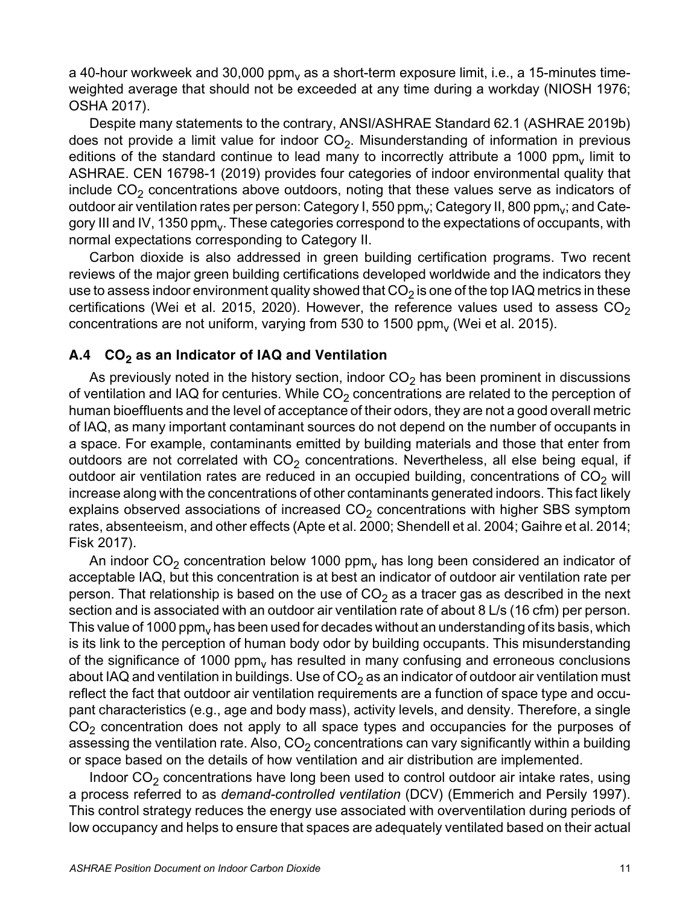a 40-hour workweek and 30,000 $ppm_v$ as a short-term exposure limit, i.e., a 15-minutes time-weighted average that should not be exceeded at any time during a workday (NIOSH 1976; OSHA 2017).

Despite many statements to the contrary, ANSI/ASHRAE Standard 62.1 (ASHRAE 2019b) does not provide a limit value for indoor $CO_2$. Misunderstanding of information in previous editions of the standard continue to lead many to incorrectly attribute a 1000 $ppm_v$ limit to ASHRAE. CEN 16798-1 (2019) provides four categories of indoor environmental quality that include $CO_2$ concentrations above outdoors, noting that these values serve as indicators of outdoor air ventilation rates per person: Category I, 550 $ppm_v$; Category II, 800 $ppm_v$; and Category III and IV, 1350 $ppm_v$. These categories correspond to the expectations of occupants, with normal expectations corresponding to Category II.

Carbon dioxide is also addressed in green building certification programs. Two recent reviews of the major green building certifications developed worldwide and the indicators they use to assess indoor environment quality showed that $CO_2$ is one of the top IAQ metrics in these certifications (Wei et al. 2015, 2020). However, the reference values used to assess $CO_2$ concentrations are not uniform, varying from 530 to 1500 $ppm_v$ (Wei et al. 2015).

## A.4 $CO_2$ as an Indicator of IAQ and Ventilation

As previously noted in the history section, indoor $CO_2$ has been prominent in discussions of ventilation and IAQ for centuries. While $CO_2$ concentrations are related to the perception of human bioeffluents and the level of acceptance of their odors, they are not a good overall metric of IAQ, as many important contaminant sources do not depend on the number of occupants in a space. For example, contaminants emitted by building materials and those that enter from outdoors are not correlated with $CO_2$ concentrations. Nevertheless, all else being equal, if outdoor air ventilation rates are reduced in an occupied building, concentrations of $CO_2$ will increase along with the concentrations of other contaminants generated indoors. This fact likely explains observed associations of increased $CO_2$ concentrations with higher SBS symptom rates, absenteeism, and other effects (Apte et al. 2000; Shendell et al. 2004; Gaihre et al. 2014; Fisk 2017).

An indoor $CO_2$ concentration below 1000 $ppm_v$ has long been considered an indicator of acceptable IAQ, but this concentration is at best an indicator of outdoor air ventilation rate per person. That relationship is based on the use of $CO_2$ as a tracer gas as described in the next section and is associated with an outdoor air ventilation rate of about 8 L/s (16 cfm) per person. This value of 1000 $ppm_v$ has been used for decades without an understanding of its basis, which is its link to the perception of human body odor by building occupants. This misunderstanding of the significance of 1000 $ppm_v$ has resulted in many confusing and erroneous conclusions about IAQ and ventilation in buildings. Use of $CO_2$ as an indicator of outdoor air ventilation must reflect the fact that outdoor air ventilation requirements are a function of space type and occupant characteristics (e.g., age and body mass), activity levels, and density. Therefore, a single $CO_2$ concentration does not apply to all space types and occupancies for the purposes of assessing the ventilation rate. Also, $CO_2$ concentrations can vary significantly within a building or space based on the details of how ventilation and air distribution are implemented.

Indoor $CO_2$ concentrations have long been used to control outdoor air intake rates, using a process referred to as *demand-controlled ventilation* (DCV) (Emmerich and Persily 1997). This control strategy reduces the energy use associated with overventilation during periods of low occupancy and helps to ensure that spaces are adequately ventilated based on their actual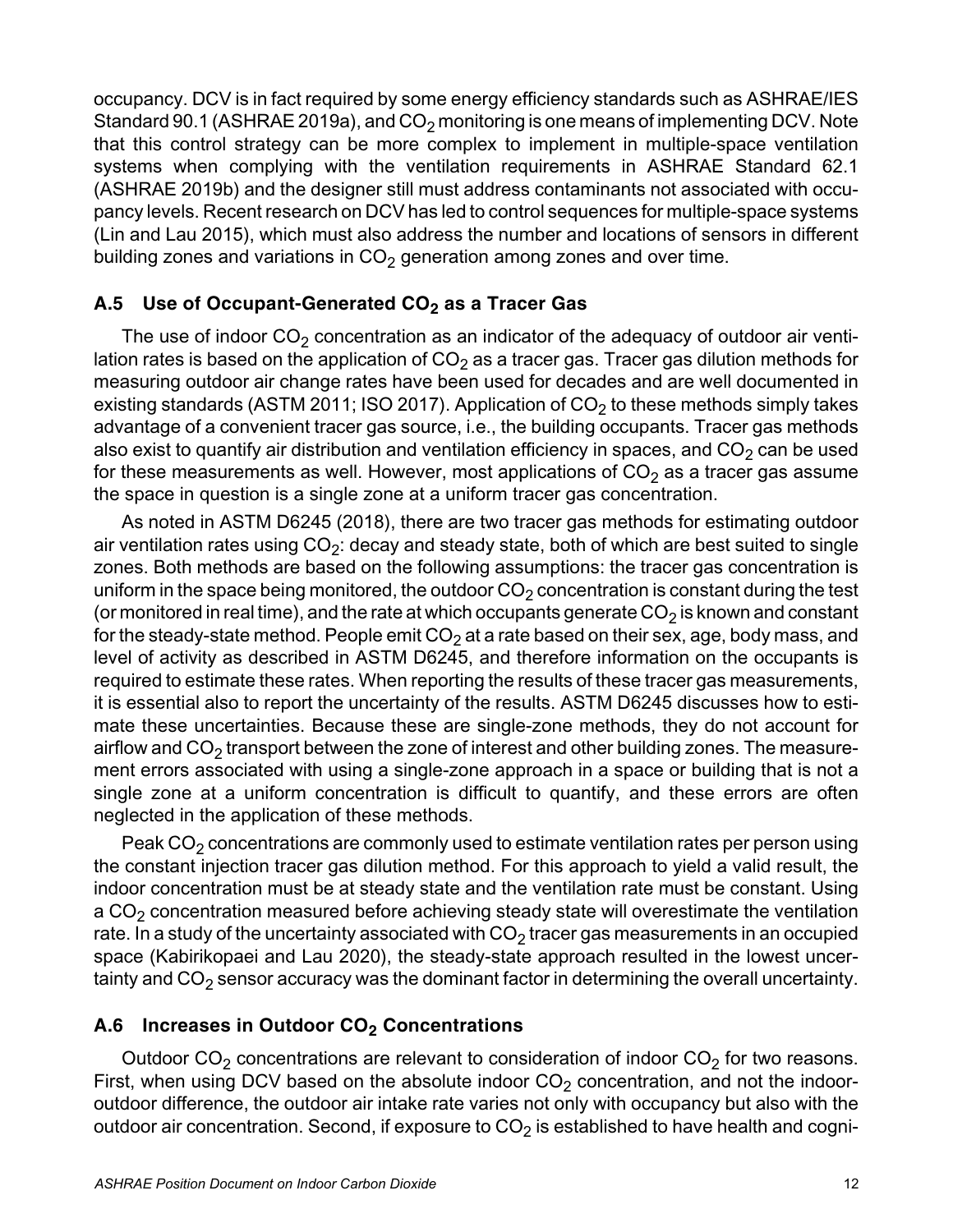occupancy. DCV is in fact required by some energy efficiency standards such as ASHRAE/IES Standard 90.1 (ASHRAE 2019a), and $CO_2$ monitoring is one means of implementing DCV. Note that this control strategy can be more complex to implement in multiple-space ventilation systems when complying with the ventilation requirements in ASHRAE Standard 62.1 (ASHRAE 2019b) and the designer still must address contaminants not associated with occupancy levels. Recent research on DCV has led to control sequences for multiple-space systems (Lin and Lau 2015), which must also address the number and locations of sensors in different building zones and variations in $CO_2$ generation among zones and over time.

## A.5 Use of Occupant-Generated $CO_2$ as a Tracer Gas

The use of indoor $CO_2$ concentration as an indicator of the adequacy of outdoor air ventilation rates is based on the application of $CO_2$ as a tracer gas. Tracer gas dilution methods for measuring outdoor air change rates have been used for decades and are well documented in existing standards (ASTM 2011; ISO 2017). Application of $CO_2$ to these methods simply takes advantage of a convenient tracer gas source, i.e., the building occupants. Tracer gas methods also exist to quantify air distribution and ventilation efficiency in spaces, and $CO_2$ can be used for these measurements as well. However, most applications of $CO_2$ as a tracer gas assume the space in question is a single zone at a uniform tracer gas concentration.

As noted in ASTM D6245 (2018), there are two tracer gas methods for estimating outdoor air ventilation rates using $CO_2$: decay and steady state, both of which are best suited to single zones. Both methods are based on the following assumptions: the tracer gas concentration is uniform in the space being monitored, the outdoor $CO_2$ concentration is constant during the test (or monitored in real time), and the rate at which occupants generate $CO_2$ is known and constant for the steady-state method. People emit $CO_2$ at a rate based on their sex, age, body mass, and level of activity as described in ASTM D6245, and therefore information on the occupants is required to estimate these rates. When reporting the results of these tracer gas measurements, it is essential also to report the uncertainty of the results. ASTM D6245 discusses how to estimate these uncertainties. Because these are single-zone methods, they do not account for airflow and $CO_2$ transport between the zone of interest and other building zones. The measurement errors associated with using a single-zone approach in a space or building that is not a single zone at a uniform concentration is difficult to quantify, and these errors are often neglected in the application of these methods.

Peak $CO_2$ concentrations are commonly used to estimate ventilation rates per person using the constant injection tracer gas dilution method. For this approach to yield a valid result, the indoor concentration must be at steady state and the ventilation rate must be constant. Using a $CO_2$ concentration measured before achieving steady state will overestimate the ventilation rate. In a study of the uncertainty associated with $CO_2$ tracer gas measurements in an occupied space (Kabirikopaei and Lau 2020), the steady-state approach resulted in the lowest uncertainty and $CO_2$ sensor accuracy was the dominant factor in determining the overall uncertainty.

## A.6 Increases in Outdoor $CO_2$ Concentrations

Outdoor $CO_2$ concentrations are relevant to consideration of indoor $CO_2$ for two reasons. First, when using DCV based on the absolute indoor $CO_2$ concentration, and not the indoor-outdoor difference, the outdoor air intake rate varies not only with occupancy but also with the outdoor air concentration. Second, if exposure to $CO_2$ is established to have health and cogni-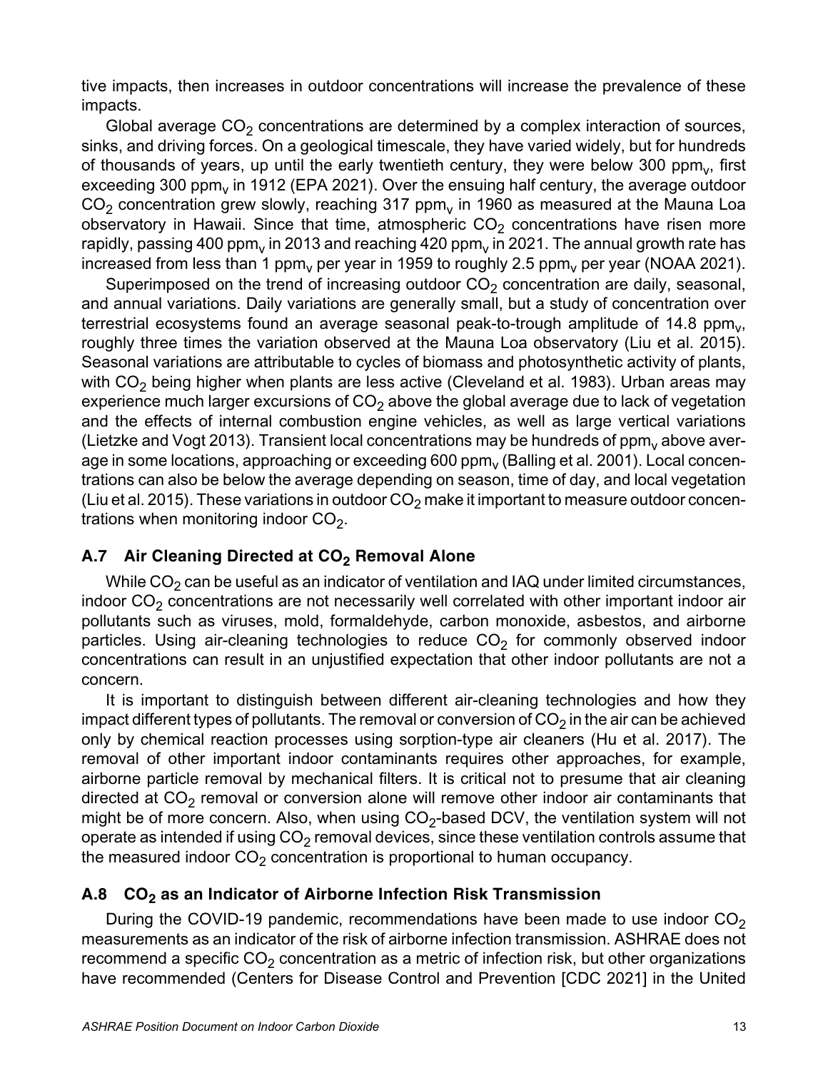tive impacts, then increases in outdoor concentrations will increase the prevalence of these impacts.

Global average $CO_2$ concentrations are determined by a complex interaction of sources, sinks, and driving forces. On a geological timescale, they have varied widely, but for hundreds of thousands of years, up until the early twentieth century, they were below 300 $ppm_v$, first exceeding 300 $ppm_v$ in 1912 (EPA 2021). Over the ensuing half century, the average outdoor $CO_2$ concentration grew slowly, reaching 317 $ppm_v$ in 1960 as measured at the Mauna Loa observatory in Hawaii. Since that time, atmospheric $CO_2$ concentrations have risen more rapidly, passing 400 $ppm_v$ in 2013 and reaching 420 $ppm_v$ in 2021. The annual growth rate has increased from less than 1 $ppm_v$ per year in 1959 to roughly 2.5 $ppm_v$ per year (NOAA 2021).

Superimposed on the trend of increasing outdoor $CO_2$ concentration are daily, seasonal, and annual variations. Daily variations are generally small, but a study of concentration over terrestrial ecosystems found an average seasonal peak-to-trough amplitude of 14.8 $ppm_v$, roughly three times the variation observed at the Mauna Loa observatory (Liu et al. 2015). Seasonal variations are attributable to cycles of biomass and photosynthetic activity of plants, with $CO_2$ being higher when plants are less active (Cleveland et al. 1983). Urban areas may experience much larger excursions of $CO_2$ above the global average due to lack of vegetation and the effects of internal combustion engine vehicles, as well as large vertical variations (Lietzke and Vogt 2013). Transient local concentrations may be hundreds of $ppm_v$ above average in some locations, approaching or exceeding 600 $ppm_v$ (Balling et al. 2001). Local concentrations can also be below the average depending on season, time of day, and local vegetation (Liu et al. 2015). These variations in outdoor $CO_2$ make it important to measure outdoor concentrations when monitoring indoor $CO_2$.

## A.7 Air Cleaning Directed at $CO_2$ Removal Alone

While $CO_2$ can be useful as an indicator of ventilation and IAQ under limited circumstances, indoor $CO_2$ concentrations are not necessarily well correlated with other important indoor air pollutants such as viruses, mold, formaldehyde, carbon monoxide, asbestos, and airborne particles. Using air-cleaning technologies to reduce $CO_2$ for commonly observed indoor concentrations can result in an unjustified expectation that other indoor pollutants are not a concern.

It is important to distinguish between different air-cleaning technologies and how they impact different types of pollutants. The removal or conversion of $CO_2$ in the air can be achieved only by chemical reaction processes using sorption-type air cleaners (Hu et al. 2017). The removal of other important indoor contaminants requires other approaches, for example, airborne particle removal by mechanical filters. It is critical not to presume that air cleaning directed at $CO_2$ removal or conversion alone will remove other indoor air contaminants that might be of more concern. Also, when using $CO_2$-based DCV, the ventilation system will not operate as intended if using $CO_2$ removal devices, since these ventilation controls assume that the measured indoor $CO_2$ concentration is proportional to human occupancy.

## A.8 $CO_2$ as an Indicator of Airborne Infection Risk Transmission

During the COVID-19 pandemic, recommendations have been made to use indoor $CO_2$ measurements as an indicator of the risk of airborne infection transmission. ASHRAE does not recommend a specific $CO_2$ concentration as a metric of infection risk, but other organizations have recommended (Centers for Disease Control and Prevention [CDC 2021] in the United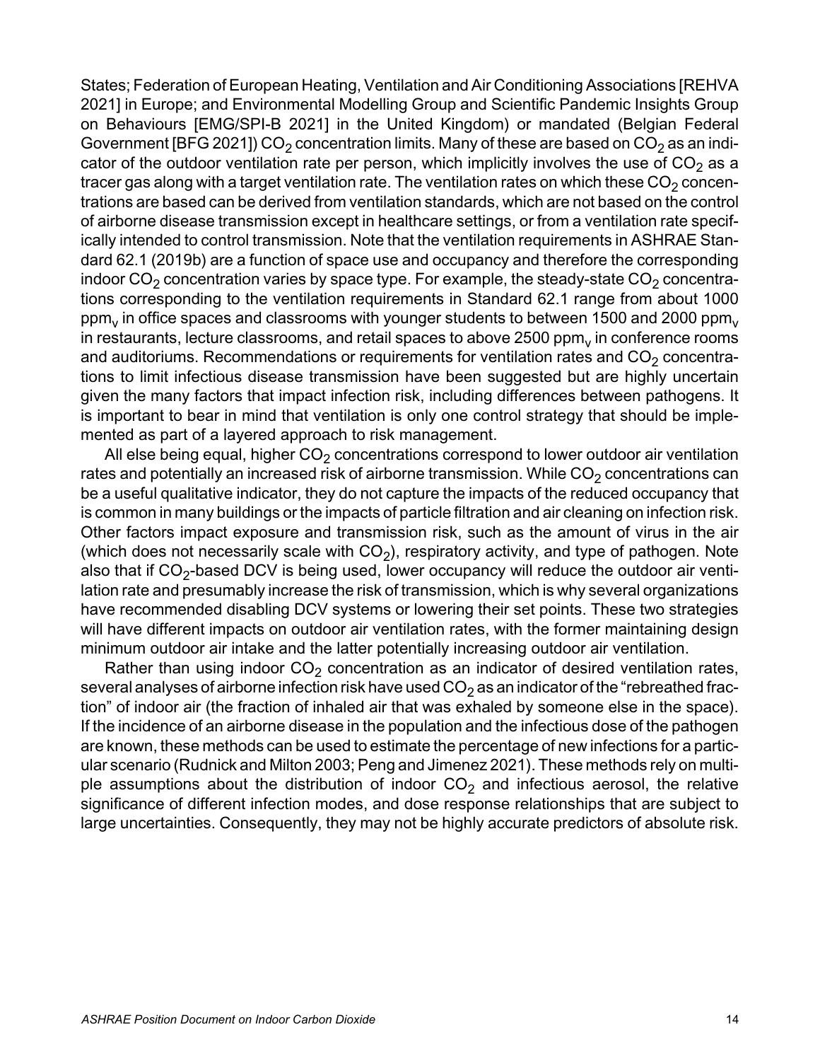States; Federation of European Heating, Ventilation and Air Conditioning Associations [REHVA 2021] in Europe; and Environmental Modelling Group and Scientific Pandemic Insights Group on Behaviours [EMG/SPI-B 2021] in the United Kingdom) or mandated (Belgian Federal Government [BFG 2021]) $CO_2$ concentration limits. Many of these are based on $CO_2$ as an indicator of the outdoor ventilation rate per person, which implicitly involves the use of $CO_2$ as a tracer gas along with a target ventilation rate. The ventilation rates on which these $CO_2$ concentrations are based can be derived from ventilation standards, which are not based on the control of airborne disease transmission except in healthcare settings, or from a ventilation rate specifically intended to control transmission. Note that the ventilation requirements in ASHRAE Standard 62.1 (2019b) are a function of space use and occupancy and therefore the corresponding indoor $CO_2$ concentration varies by space type. For example, the steady-state $CO_2$ concentrations corresponding to the ventilation requirements in Standard 62.1 range from about 1000 $ppm_v$ in office spaces and classrooms with younger students to between 1500 and 2000 $ppm_v$ in restaurants, lecture classrooms, and retail spaces to above 2500 $ppm_v$ in conference rooms and auditoriums. Recommendations or requirements for ventilation rates and $CO_2$ concentrations to limit infectious disease transmission have been suggested but are highly uncertain given the many factors that impact infection risk, including differences between pathogens. It is important to bear in mind that ventilation is only one control strategy that should be implemented as part of a layered approach to risk management.

All else being equal, higher $CO_2$ concentrations correspond to lower outdoor air ventilation rates and potentially an increased risk of airborne transmission. While $CO_2$ concentrations can be a useful qualitative indicator, they do not capture the impacts of the reduced occupancy that is common in many buildings or the impacts of particle filtration and air cleaning on infection risk. Other factors impact exposure and transmission risk, such as the amount of virus in the air (which does not necessarily scale with $CO_2$), respiratory activity, and type of pathogen. Note also that if $CO_2$-based DCV is being used, lower occupancy will reduce the outdoor air ventilation rate and presumably increase the risk of transmission, which is why several organizations have recommended disabling DCV systems or lowering their set points. These two strategies will have different impacts on outdoor air ventilation rates, with the former maintaining design minimum outdoor air intake and the latter potentially increasing outdoor air ventilation.

Rather than using indoor $CO_2$ concentration as an indicator of desired ventilation rates, several analyses of airborne infection risk have used $CO_2$ as an indicator of the "rebreathed fraction" of indoor air (the fraction of inhaled air that was exhaled by someone else in the space). If the incidence of an airborne disease in the population and the infectious dose of the pathogen are known, these methods can be used to estimate the percentage of new infections for a particular scenario (Rudnick and Milton 2003; Peng and Jimenez 2021). These methods rely on multiple assumptions about the distribution of indoor $CO_2$ and infectious aerosol, the relative significance of different infection modes, and dose response relationships that are subject to large uncertainties. Consequently, they may not be highly accurate predictors of absolute risk.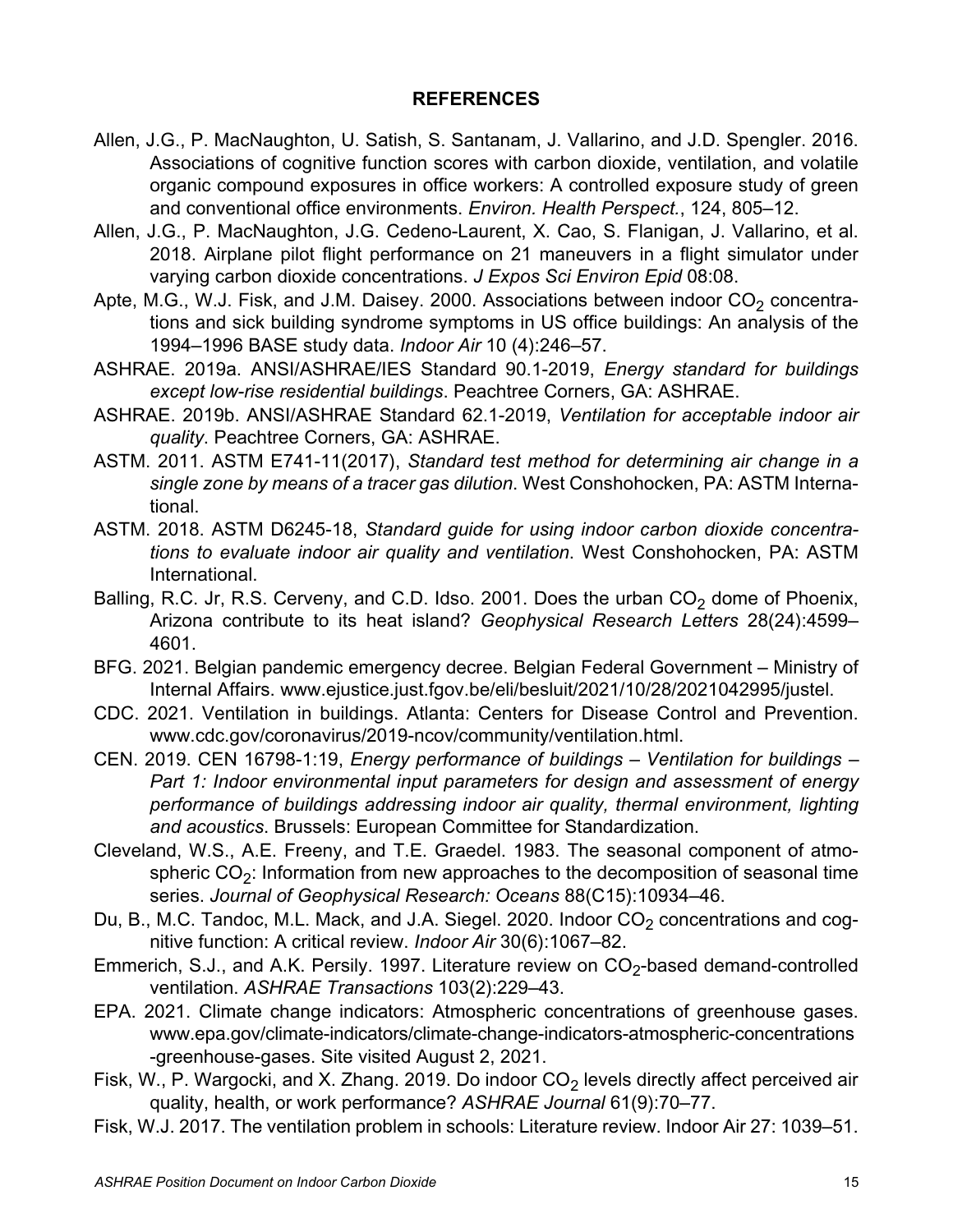## REFERENCES

Allen, J.G., P. MacNaughton, U. Satish, S. Santanam, J. Vallarino, and J.D. Spengler. 2016. Associations of cognitive function scores with carbon dioxide, ventilation, and volatile organic compound exposures in office workers: A controlled exposure study of green and conventional office environments. *Environ. Health Perspect.*, 124, 805–12.

Allen, J.G., P. MacNaughton, J.G. Cedeno-Laurent, X. Cao, S. Flanigan, J. Vallarino, et al. 2018. Airplane pilot flight performance on 21 maneuvers in a flight simulator under varying carbon dioxide concentrations. *J Expos Sci Environ Epid* 08:08.

Apte, M.G., W.J. Fisk, and J.M. Daisey. 2000. Associations between indoor $CO_2$ concentrations and sick building syndrome symptoms in US office buildings: An analysis of the 1994–1996 BASE study data. *Indoor Air* 10 (4):246–57.

ASHRAE. 2019a. ANSI/ASHRAE/IES Standard 90.1-2019, *Energy standard for buildings except low-rise residential buildings*. Peachtree Corners, GA: ASHRAE.

ASHRAE. 2019b. ANSI/ASHRAE Standard 62.1-2019, *Ventilation for acceptable indoor air quality*. Peachtree Corners, GA: ASHRAE.

ASTM. 2011. ASTM E741-11(2017), *Standard test method for determining air change in a single zone by means of a tracer gas dilution*. West Conshohocken, PA: ASTM International.

ASTM. 2018. ASTM D6245-18, *Standard guide for using indoor carbon dioxide concentrations to evaluate indoor air quality and ventilation*. West Conshohocken, PA: ASTM International.

Balling, R.C. Jr, R.S. Cerveny, and C.D. Idso. 2001. Does the urban $CO_2$ dome of Phoenix, Arizona contribute to its heat island? *Geophysical Research Letters* 28(24):4599–4601.

BFG. 2021. Belgian pandemic emergency decree. Belgian Federal Government – Ministry of Internal Affairs. www.ejustice.just.fgov.be/eli/besluit/2021/10/28/2021042995/justel.

CDC. 2021. Ventilation in buildings. Atlanta: Centers for Disease Control and Prevention. www.cdc.gov/coronavirus/2019-ncov/community/ventilation.html.

CEN. 2019. CEN 16798-1:19, *Energy performance of buildings – Ventilation for buildings – Part 1: Indoor environmental input parameters for design and assessment of energy performance of buildings addressing indoor air quality, thermal environment, lighting and acoustics*. Brussels: European Committee for Standardization.

Cleveland, W.S., A.E. Freeny, and T.E. Graedel. 1983. The seasonal component of atmospheric $CO_2$: Information from new approaches to the decomposition of seasonal time series. *Journal of Geophysical Research: Oceans* 88(C15):10934–46.

Du, B., M.C. Tandoc, M.L. Mack, and J.A. Siegel. 2020. Indoor $CO_2$ concentrations and cognitive function: A critical review. *Indoor Air* 30(6):1067–82.

Emmerich, S.J., and A.K. Persily. 1997. Literature review on $CO_2$-based demand-controlled ventilation. *ASHRAE Transactions* 103(2):229–43.

EPA. 2021. Climate change indicators: Atmospheric concentrations of greenhouse gases. www.epa.gov/climate-indicators/climate-change-indicators-atmospheric-concentrations-greenhouse-gases. Site visited August 2, 2021.

Fisk, W., P. Wargocki, and X. Zhang. 2019. Do indoor $CO_2$ levels directly affect perceived air quality, health, or work performance? *ASHRAE Journal* 61(9):70–77.

Fisk, W.J. 2017. The ventilation problem in schools: Literature review. Indoor Air 27: 1039–51.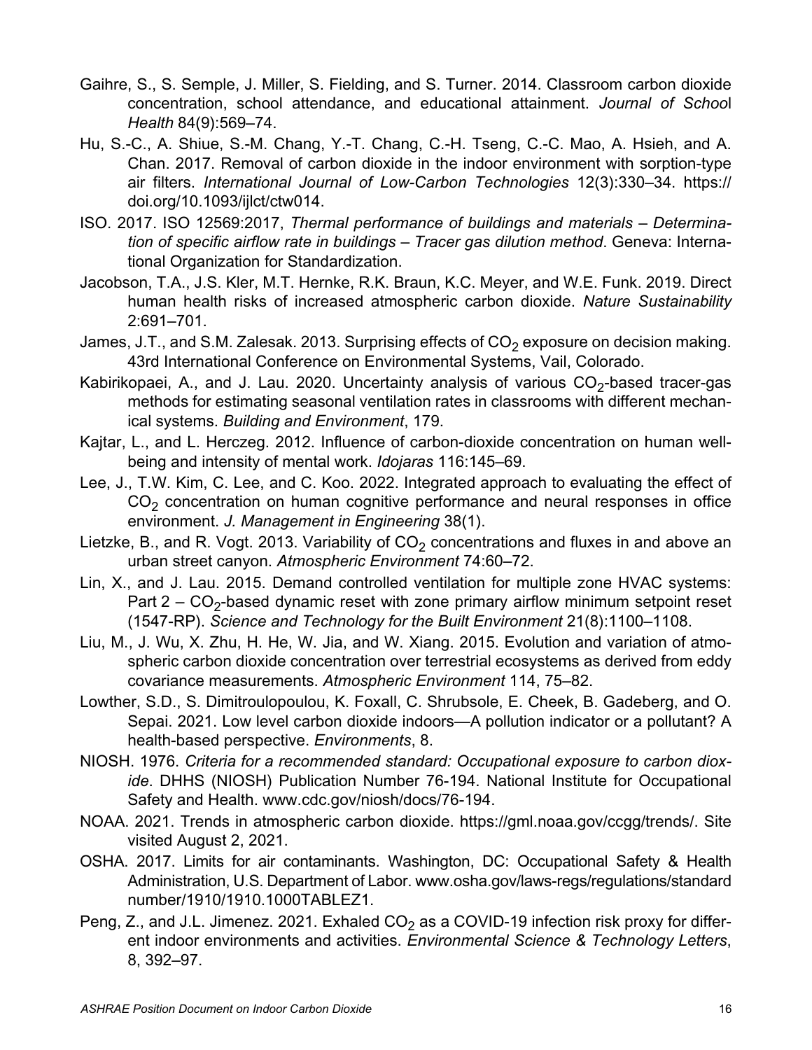Gaihre, S., S. Semple, J. Miller, S. Fielding, and S. Turner. 2014. Classroom carbon dioxide concentration, school attendance, and educational attainment. *Journal of School Health* 84(9):569–74.

Hu, S.-C., A. Shiue, S.-M. Chang, Y.-T. Chang, C.-H. Tseng, C.-C. Mao, A. Hsieh, and A. Chan. 2017. Removal of carbon dioxide in the indoor environment with sorption-type air filters. *International Journal of Low-Carbon Technologies* 12(3):330–34. https://doi.org/10.1093/ijlct/ctw014.

ISO. 2017. ISO 12569:2017, *Thermal performance of buildings and materials – Determination of specific airflow rate in buildings – Tracer gas dilution method*. Geneva: International Organization for Standardization.

Jacobson, T.A., J.S. Kler, M.T. Hernke, R.K. Braun, K.C. Meyer, and W.E. Funk. 2019. Direct human health risks of increased atmospheric carbon dioxide. *Nature Sustainability* 2:691–701.

James, J.T., and S.M. Zalesak. 2013. Surprising effects of $CO_2$ exposure on decision making. 43rd International Conference on Environmental Systems, Vail, Colorado.

Kabirikopaei, A., and J. Lau. 2020. Uncertainty analysis of various $CO_2$-based tracer-gas methods for estimating seasonal ventilation rates in classrooms with different mechanical systems. *Building and Environment*, 179.

Kajtar, L., and L. Herczeg. 2012. Influence of carbon-dioxide concentration on human well-being and intensity of mental work. *Idojaras* 116:145–69.

Lee, J., T.W. Kim, C. Lee, and C. Koo. 2022. Integrated approach to evaluating the effect of $CO_2$ concentration on human cognitive performance and neural responses in office environment. *J. Management in Engineering* 38(1).

Lietzke, B., and R. Vogt. 2013. Variability of $CO_2$ concentrations and fluxes in and above an urban street canyon. *Atmospheric Environment* 74:60–72.

Lin, X., and J. Lau. 2015. Demand controlled ventilation for multiple zone HVAC systems: Part 2 – $CO_2$-based dynamic reset with zone primary airflow minimum setpoint reset (1547-RP). *Science and Technology for the Built Environment* 21(8):1100–1108.

Liu, M., J. Wu, X. Zhu, H. He, W. Jia, and W. Xiang. 2015. Evolution and variation of atmospheric carbon dioxide concentration over terrestrial ecosystems as derived from eddy covariance measurements. *Atmospheric Environment* 114, 75–82.

Lowther, S.D., S. Dimitroulopoulou, K. Foxall, C. Shrubsole, E. Cheek, B. Gadeberg, and O. Sepai. 2021. Low level carbon dioxide indoors—A pollution indicator or a pollutant? A health-based perspective. *Environments*, 8.

NIOSH. 1976. *Criteria for a recommended standard: Occupational exposure to carbon dioxide*. DHHS (NIOSH) Publication Number 76-194. National Institute for Occupational Safety and Health. www.cdc.gov/niosh/docs/76-194.

NOAA. 2021. Trends in atmospheric carbon dioxide. https://gml.noaa.gov/ccgg/trends/. Site visited August 2, 2021.

OSHA. 2017. Limits for air contaminants. Washington, DC: Occupational Safety & Health Administration, U.S. Department of Labor. www.osha.gov/laws-regs/regulations/standardnumber/1910/1910.1000TABLEZ1.

Peng, Z., and J.L. Jimenez. 2021. Exhaled $CO_2$ as a COVID-19 infection risk proxy for different indoor environments and activities. *Environmental Science & Technology Letters*, 8, 392–97.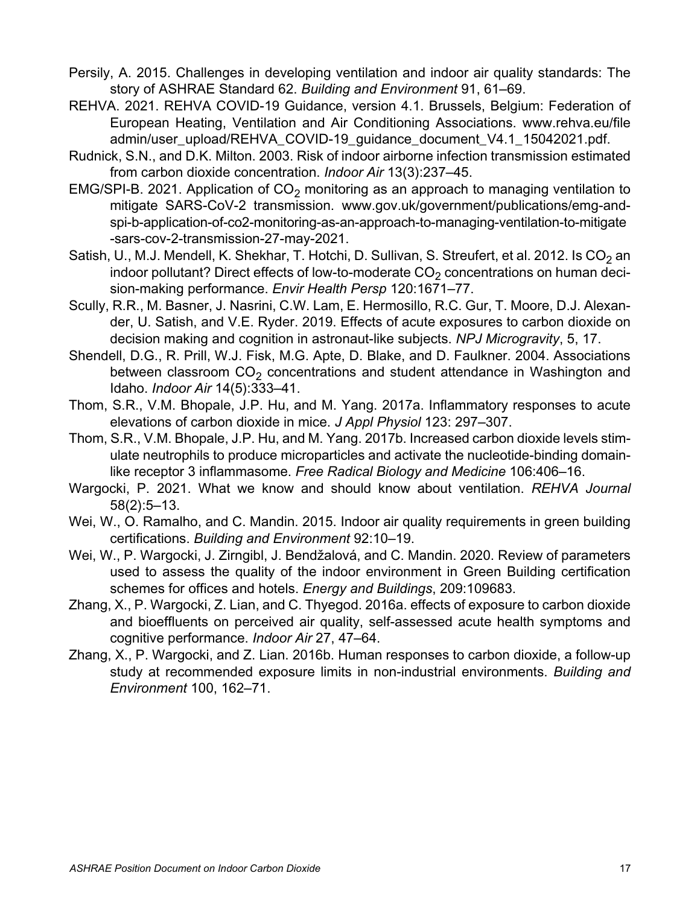Persily, A. 2015. Challenges in developing ventilation and indoor air quality standards: The story of ASHRAE Standard 62. *Building and Environment* 91, 61–69.

REHVA. 2021. REHVA COVID-19 Guidance, version 4.1. Brussels, Belgium: Federation of European Heating, Ventilation and Air Conditioning Associations. www.rehva.eu/fileadmin/user_upload/REHVA_COVID-19_guidance_document_V4.1_15042021.pdf.

Rudnick, S.N., and D.K. Milton. 2003. Risk of indoor airborne infection transmission estimated from carbon dioxide concentration. *Indoor Air* 13(3):237–45.

EMG/SPI-B. 2021. Application of $CO_2$ monitoring as an approach to managing ventilation to mitigate SARS-CoV-2 transmission. www.gov.uk/government/publications/emg-and-spi-b-application-of-co2-monitoring-as-an-approach-to-managing-ventilation-to-mitigate-sars-cov-2-transmission-27-may-2021.

Satish, U., M.J. Mendell, K. Shekhar, T. Hotchi, D. Sullivan, S. Streufert, et al. 2012. Is $CO_2$ an indoor pollutant? Direct effects of low-to-moderate $CO_2$ concentrations on human decision-making performance. *Envir Health Persp* 120:1671–77.

Scully, R.R., M. Basner, J. Nasrini, C.W. Lam, E. Hermosillo, R.C. Gur, T. Moore, D.J. Alexander, U. Satish, and V.E. Ryder. 2019. Effects of acute exposures to carbon dioxide on decision making and cognition in astronaut-like subjects. *NPJ Microgravity*, 5, 17.

Shendell, D.G., R. Prill, W.J. Fisk, M.G. Apte, D. Blake, and D. Faulkner. 2004. Associations between classroom $CO_2$ concentrations and student attendance in Washington and Idaho. *Indoor Air* 14(5):333–41.

Thom, S.R., V.M. Bhopale, J.P. Hu, and M. Yang. 2017a. Inflammatory responses to acute elevations of carbon dioxide in mice. *J Appl Physiol* 123: 297–307.

Thom, S.R., V.M. Bhopale, J.P. Hu, and M. Yang. 2017b. Increased carbon dioxide levels stimulate neutrophils to produce microparticles and activate the nucleotide-binding domain-like receptor 3 inflammasome. *Free Radical Biology and Medicine* 106:406–16.

Wargocki, P. 2021. What we know and should know about ventilation. *REHVA Journal* 58(2):5–13.

Wei, W., O. Ramalho, and C. Mandin. 2015. Indoor air quality requirements in green building certifications. *Building and Environment* 92:10–19.

Wei, W., P. Wargocki, J. Zirngibl, J. Bendžalová, and C. Mandin. 2020. Review of parameters used to assess the quality of the indoor environment in Green Building certification schemes for offices and hotels. *Energy and Buildings*, 209:109683.

Zhang, X., P. Wargocki, Z. Lian, and C. Thyegod. 2016a. effects of exposure to carbon dioxide and bioeffluents on perceived air quality, self-assessed acute health symptoms and cognitive performance. *Indoor Air* 27, 47–64.

Zhang, X., P. Wargocki, and Z. Lian. 2016b. Human responses to carbon dioxide, a follow-up study at recommended exposure limits in non-industrial environments. *Building and Environment* 100, 162–71.